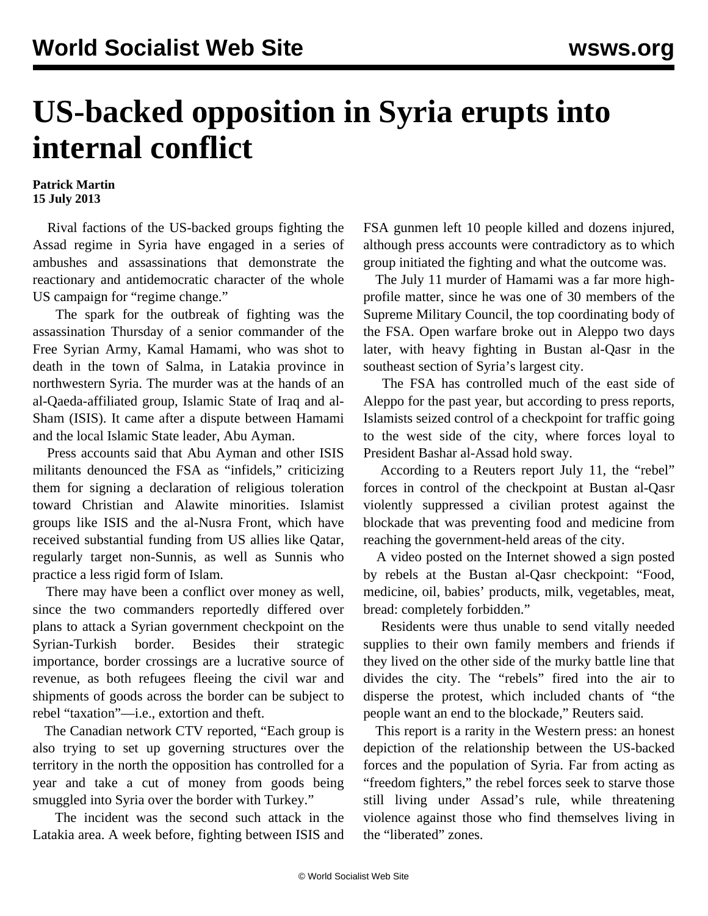# US-backed opposition in Syria erupts into internal conflict

**Patrick Martin**
**15 July 2013**

Rival factions of the US-backed groups fighting the Assad regime in Syria have engaged in a series of ambushes and assassinations that demonstrate the reactionary and antidemocratic character of the whole US campaign for "regime change."

The spark for the outbreak of fighting was the assassination Thursday of a senior commander of the Free Syrian Army, Kamal Hamami, who was shot to death in the town of Salma, in Latakia province in northwestern Syria. The murder was at the hands of an al-Qaeda-affiliated group, Islamic State of Iraq and al-Sham (ISIS). It came after a dispute between Hamami and the local Islamic State leader, Abu Ayman.

Press accounts said that Abu Ayman and other ISIS militants denounced the FSA as "infidels," criticizing them for signing a declaration of religious toleration toward Christian and Alawite minorities. Islamist groups like ISIS and the al-Nusra Front, which have received substantial funding from US allies like Qatar, regularly target non-Sunnis, as well as Sunnis who practice a less rigid form of Islam.

There may have been a conflict over money as well, since the two commanders reportedly differed over plans to attack a Syrian government checkpoint on the Syrian-Turkish border. Besides their strategic importance, border crossings are a lucrative source of revenue, as both refugees fleeing the civil war and shipments of goods across the border can be subject to rebel "taxation"—i.e., extortion and theft.

The Canadian network CTV reported, "Each group is also trying to set up governing structures over the territory in the north the opposition has controlled for a year and take a cut of money from goods being smuggled into Syria over the border with Turkey."

The incident was the second such attack in the Latakia area. A week before, fighting between ISIS and FSA gunmen left 10 people killed and dozens injured, although press accounts were contradictory as to which group initiated the fighting and what the outcome was.

The July 11 murder of Hamami was a far more high-profile matter, since he was one of 30 members of the Supreme Military Council, the top coordinating body of the FSA. Open warfare broke out in Aleppo two days later, with heavy fighting in Bustan al-Qasr in the southeast section of Syria's largest city.

The FSA has controlled much of the east side of Aleppo for the past year, but according to press reports, Islamists seized control of a checkpoint for traffic going to the west side of the city, where forces loyal to President Bashar al-Assad hold sway.

According to a Reuters report July 11, the "rebel" forces in control of the checkpoint at Bustan al-Qasr violently suppressed a civilian protest against the blockade that was preventing food and medicine from reaching the government-held areas of the city.

A video posted on the Internet showed a sign posted by rebels at the Bustan al-Qasr checkpoint: "Food, medicine, oil, babies' products, milk, vegetables, meat, bread: completely forbidden."

Residents were thus unable to send vitally needed supplies to their own family members and friends if they lived on the other side of the murky battle line that divides the city. The "rebels" fired into the air to disperse the protest, which included chants of "the people want an end to the blockade," Reuters said.

This report is a rarity in the Western press: an honest depiction of the relationship between the US-backed forces and the population of Syria. Far from acting as "freedom fighters," the rebel forces seek to starve those still living under Assad's rule, while threatening violence against those who find themselves living in the "liberated" zones.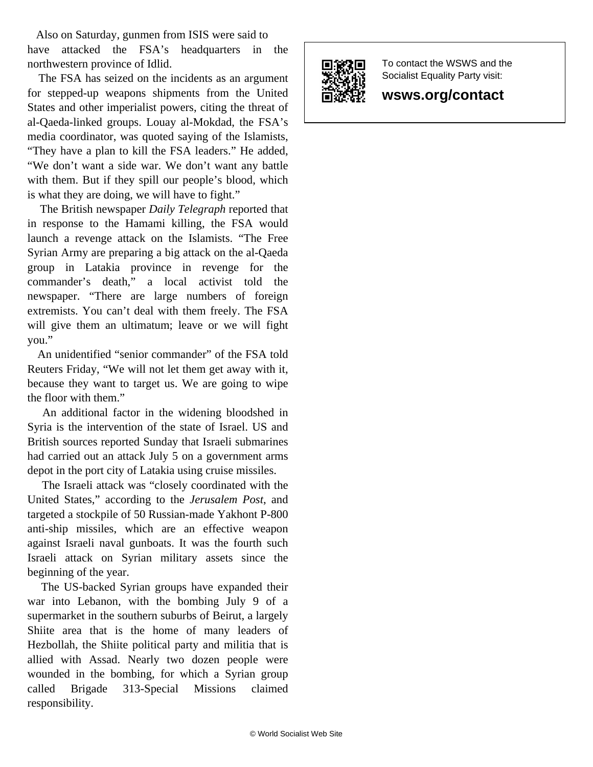Also on Saturday, gunmen from ISIS were said to have attacked the FSA's headquarters in the northwestern province of Idlid.

The FSA has seized on the incidents as an argument for stepped-up weapons shipments from the United States and other imperialist powers, citing the threat of al-Qaeda-linked groups. Louay al-Mokdad, the FSA's media coordinator, was quoted saying of the Islamists, "They have a plan to kill the FSA leaders." He added, "We don't want a side war. We don't want any battle with them. But if they spill our people's blood, which is what they are doing, we will have to fight."

The British newspaper *Daily Telegraph* reported that in response to the Hamami killing, the FSA would launch a revenge attack on the Islamists. "The Free Syrian Army are preparing a big attack on the al-Qaeda group in Latakia province in revenge for the commander's death," a local activist told the newspaper. "There are large numbers of foreign extremists. You can't deal with them freely. The FSA will give them an ultimatum; leave or we will fight you."

An unidentified "senior commander" of the FSA told Reuters Friday, "We will not let them get away with it, because they want to target us. We are going to wipe the floor with them."

An additional factor in the widening bloodshed in Syria is the intervention of the state of Israel. US and British sources reported Sunday that Israeli submarines had carried out an attack July 5 on a government arms depot in the port city of Latakia using cruise missiles.

The Israeli attack was "closely coordinated with the United States," according to the *Jerusalem Post*, and targeted a stockpile of 50 Russian-made Yakhont P-800 anti-ship missiles, which are an effective weapon against Israeli naval gunboats. It was the fourth such Israeli attack on Syrian military assets since the beginning of the year.

The US-backed Syrian groups have expanded their war into Lebanon, with the bombing July 9 of a supermarket in the southern suburbs of Beirut, a largely Shiite area that is the home of many leaders of Hezbollah, the Shiite political party and militia that is allied with Assad. Nearly two dozen people were wounded in the bombing, for which a Syrian group called Brigade 313-Special Missions claimed responsibility.

To contact the WSWS and the Socialist Equality Party visit:

**wsws.org/contact**